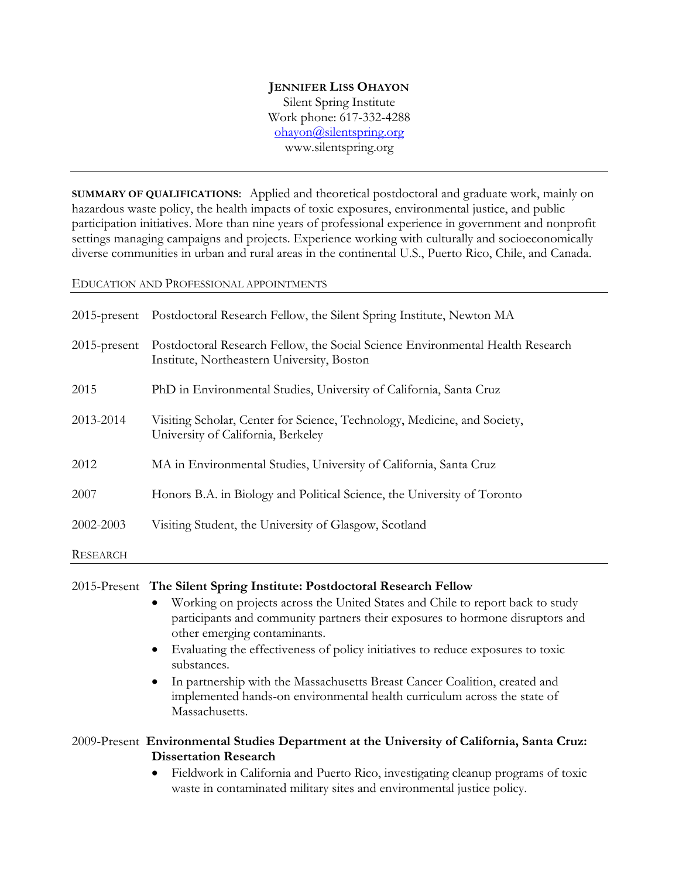# JENNIFER LISS OHAYON

Silent Spring Institute
Work phone: 617-332-4288
ohayon@silentspring.org
www.silentspring.org

---

**SUMMARY OF QUALIFICATIONS**: Applied and theoretical postdoctoral and graduate work, mainly on hazardous waste policy, the health impacts of toxic exposures, environmental justice, and public participation initiatives. More than nine years of professional experience in government and nonprofit settings managing campaigns and projects. Experience working with culturally and socioeconomically diverse communities in urban and rural areas in the continental U.S., Puerto Rico, Chile, and Canada.

## EDUCATION AND PROFESSIONAL APPOINTMENTS

2015-present Postdoctoral Research Fellow, the Silent Spring Institute, Newton MA

2015-present Postdoctoral Research Fellow, the Social Science Environmental Health Research Institute, Northeastern University, Boston

2015 PhD in Environmental Studies, University of California, Santa Cruz

2013-2014 Visiting Scholar, Center for Science, Technology, Medicine, and Society, University of California, Berkeley

2012 MA in Environmental Studies, University of California, Santa Cruz

2007 Honors B.A. in Biology and Political Science, the University of Toronto

2002-2003 Visiting Student, the University of Glasgow, Scotland

## RESEARCH

2015-Present **The Silent Spring Institute: Postdoctoral Research Fellow**

- Working on projects across the United States and Chile to report back to study participants and community partners their exposures to hormone disruptors and other emerging contaminants.
- Evaluating the effectiveness of policy initiatives to reduce exposures to toxic substances.
- In partnership with the Massachusetts Breast Cancer Coalition, created and implemented hands-on environmental health curriculum across the state of Massachusetts.

2009-Present **Environmental Studies Department at the University of California, Santa Cruz: Dissertation Research**

- Fieldwork in California and Puerto Rico, investigating cleanup programs of toxic waste in contaminated military sites and environmental justice policy.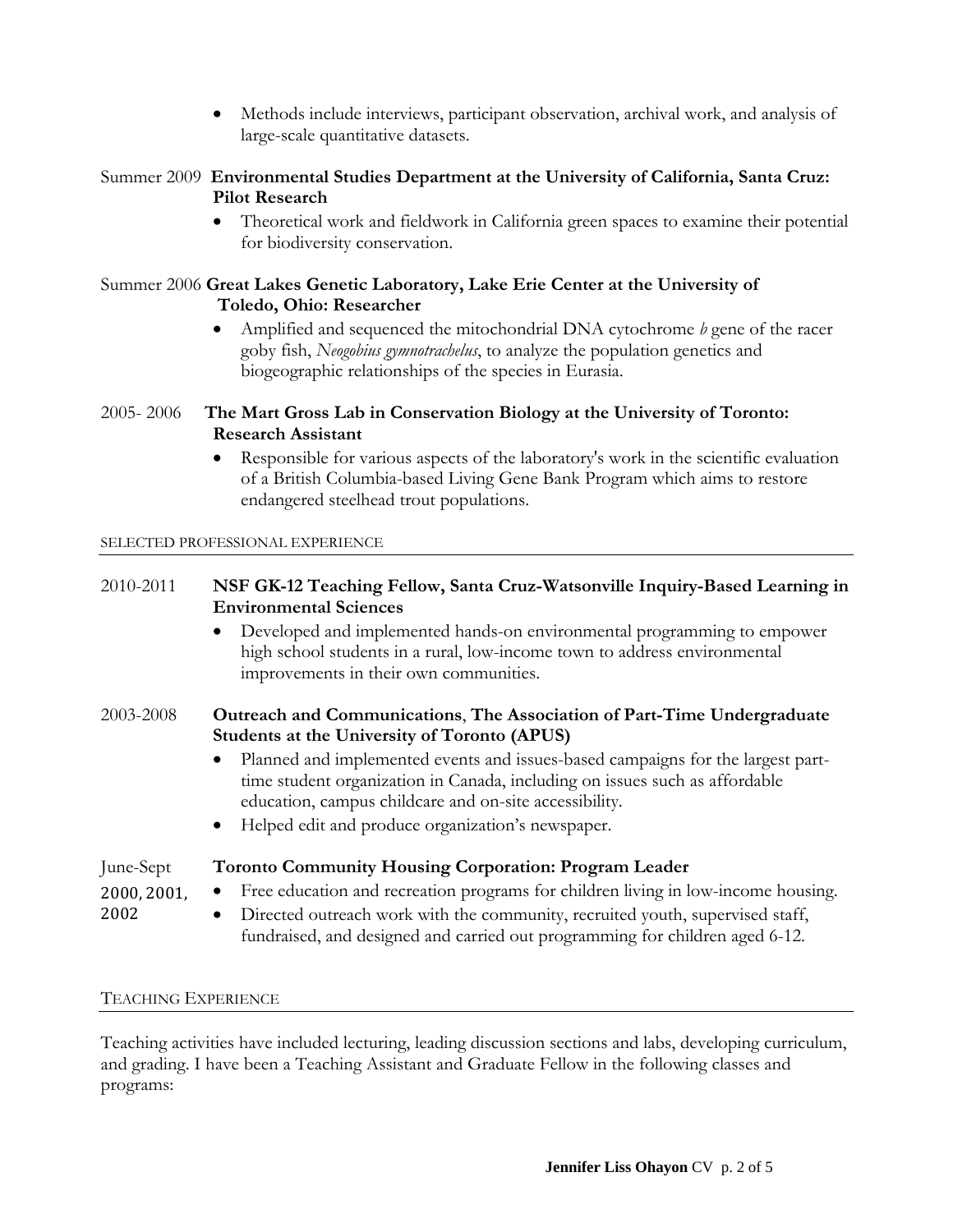- Methods include interviews, participant observation, archival work, and analysis of large-scale quantitative datasets.

Summer 2009 **Environmental Studies Department at the University of California, Santa Cruz: Pilot Research**

- Theoretical work and fieldwork in California green spaces to examine their potential for biodiversity conservation.

Summer 2006 **Great Lakes Genetic Laboratory, Lake Erie Center at the University of Toledo, Ohio: Researcher**

- Amplified and sequenced the mitochondrial DNA cytochrome *b* gene of the racer goby fish, *Neogobius gymnotrachelus*, to analyze the population genetics and biogeographic relationships of the species in Eurasia.

2005- 2006 **The Mart Gross Lab in Conservation Biology at the University of Toronto: Research Assistant**

- Responsible for various aspects of the laboratory's work in the scientific evaluation of a British Columbia-based Living Gene Bank Program which aims to restore endangered steelhead trout populations.

## SELECTED PROFESSIONAL EXPERIENCE

2010-2011 **NSF GK-12 Teaching Fellow, Santa Cruz-Watsonville Inquiry-Based Learning in Environmental Sciences**

- Developed and implemented hands-on environmental programming to empower high school students in a rural, low-income town to address environmental improvements in their own communities.

2003-2008 **Outreach and Communications**, **The Association of Part-Time Undergraduate Students at the University of Toronto (APUS)**

- Planned and implemented events and issues-based campaigns for the largest part-time student organization in Canada, including on issues such as affordable education, campus childcare and on-site accessibility.
- Helped edit and produce organization's newspaper.

June-Sept 2000, 2001, 2002 **Toronto Community Housing Corporation: Program Leader**

- Free education and recreation programs for children living in low-income housing.
- Directed outreach work with the community, recruited youth, supervised staff, fundraised, and designed and carried out programming for children aged 6-12.

## TEACHING EXPERIENCE

Teaching activities have included lecturing, leading discussion sections and labs, developing curriculum, and grading. I have been a Teaching Assistant and Graduate Fellow in the following classes and programs: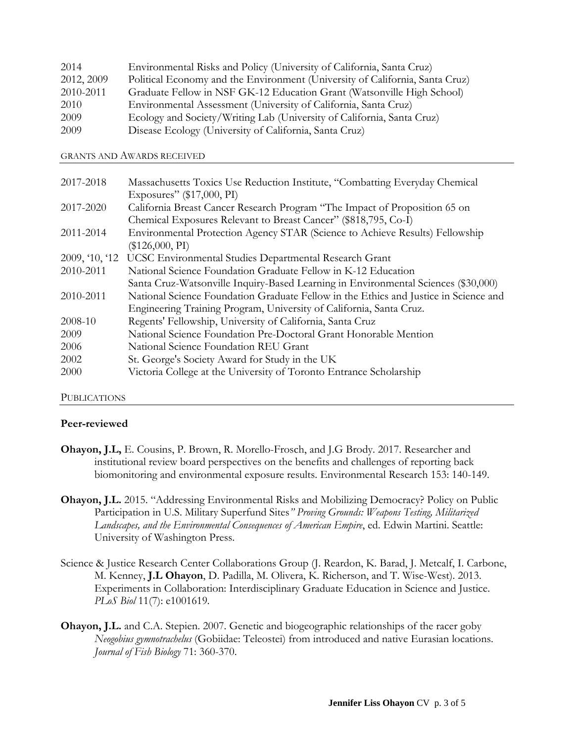| | |
|---|---|
| 2014 | Environmental Risks and Policy (University of California, Santa Cruz) |
| 2012, 2009 | Political Economy and the Environment (University of California, Santa Cruz) |
| 2010-2011 | Graduate Fellow in NSF GK-12 Education Grant (Watsonville High School) |
| 2010 | Environmental Assessment (University of California, Santa Cruz) |
| 2009 | Ecology and Society/Writing Lab (University of California, Santa Cruz) |
| 2009 | Disease Ecology (University of California, Santa Cruz) |

## GRANTS AND AWARDS RECEIVED

| | |
|---|---|
| 2017-2018 | Massachusetts Toxics Use Reduction Institute, "Combatting Everyday Chemical Exposures" ($17,000, PI) |
| 2017-2020 | California Breast Cancer Research Program "The Impact of Proposition 65 on Chemical Exposures Relevant to Breast Cancer" ($818,795, Co-I) |
| 2011-2014 | Environmental Protection Agency STAR (Science to Achieve Results) Fellowship ($126,000, PI) |
| 2009, '10, '12 | UCSC Environmental Studies Departmental Research Grant |
| 2010-2011 | National Science Foundation Graduate Fellow in K-12 Education Santa Cruz-Watsonville Inquiry-Based Learning in Environmental Sciences ($30,000) |
| 2010-2011 | National Science Foundation Graduate Fellow in the Ethics and Justice in Science and Engineering Training Program, University of California, Santa Cruz. |
| 2008-10 | Regents' Fellowship, University of California, Santa Cruz |
| 2009 | National Science Foundation Pre-Doctoral Grant Honorable Mention |
| 2006 | National Science Foundation REU Grant |
| 2002 | St. George's Society Award for Study in the UK |
| 2000 | Victoria College at the University of Toronto Entrance Scholarship |

## PUBLICATIONS

### Peer-reviewed

**Ohayon, J.L,** E. Cousins, P. Brown, R. Morello-Frosch, and J.G Brody. 2017. Researcher and institutional review board perspectives on the benefits and challenges of reporting back biomonitoring and environmental exposure results. Environmental Research 153: 140-149.

**Ohayon, J.L.** 2015. "Addressing Environmental Risks and Mobilizing Democracy? Policy on Public Participation in U.S. Military Superfund Sites*" Proving Grounds: Weapons Testing, Militarized Landscapes, and the Environmental Consequences of American Empire*, ed. Edwin Martini. Seattle: University of Washington Press.

Science & Justice Research Center Collaborations Group (J. Reardon, K. Barad, J. Metcalf, I. Carbone, M. Kenney, **J.L Ohayon**, D. Padilla, M. Olivera, K. Richerson, and T. Wise-West). 2013. Experiments in Collaboration: Interdisciplinary Graduate Education in Science and Justice. *PLoS Biol* 11(7): e1001619.

**Ohayon, J.L.** and C.A. Stepien. 2007. Genetic and biogeographic relationships of the racer goby *Neogobius gymnotrachelus* (Gobiidae: Teleostei) from introduced and native Eurasian locations. *Journal of Fish Biology* 71: 360-370.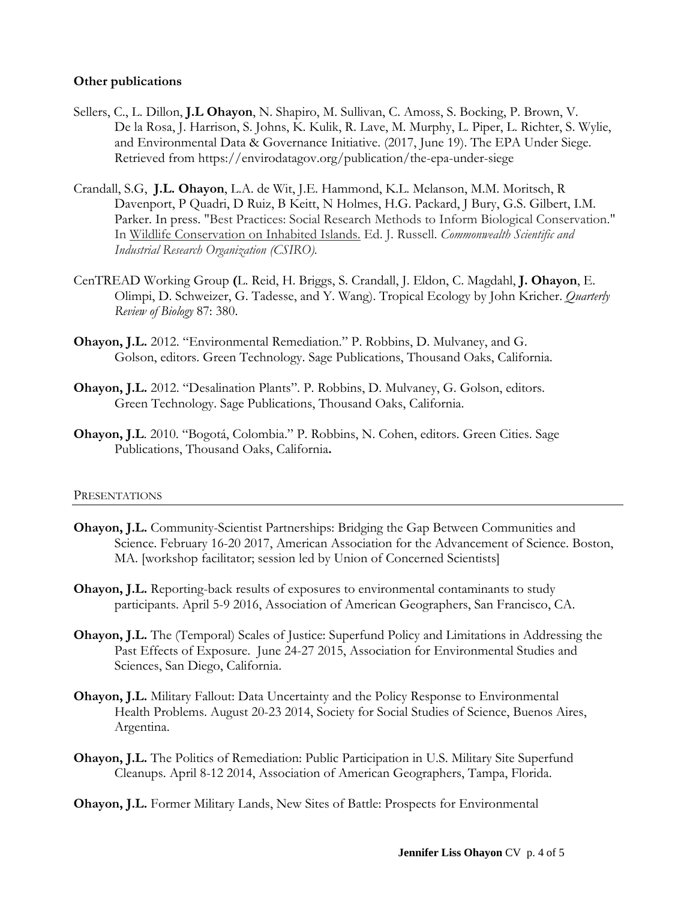**Other publications**

Sellers, C., L. Dillon, **J.L Ohayon**, N. Shapiro, M. Sullivan, C. Amoss, S. Bocking, P. Brown, V. De la Rosa, J. Harrison, S. Johns, K. Kulik, R. Lave, M. Murphy, L. Piper, L. Richter, S. Wylie, and Environmental Data & Governance Initiative. (2017, June 19). The EPA Under Siege. Retrieved from https://envirodatagov.org/publication/the-epa-under-siege

Crandall, S.G, **J.L. Ohayon**, L.A. de Wit, J.E. Hammond, K.L. Melanson, M.M. Moritsch, R Davenport, P Quadri, D Ruiz, B Keitt, N Holmes, H.G. Packard, J Bury, G.S. Gilbert, I.M. Parker. In press. "Best Practices: Social Research Methods to Inform Biological Conservation." In Wildlife Conservation on Inhabited Islands. Ed. J. Russell. *Commonwealth Scientific and Industrial Research Organization (CSIRO).*

CenTREAD Working Group **(**L. Reid, H. Briggs, S. Crandall, J. Eldon, C. Magdahl, **J. Ohayon**, E. Olimpi, D. Schweizer, G. Tadesse, and Y. Wang). Tropical Ecology by John Kricher. *Quarterly Review of Biology* 87: 380.

**Ohayon, J.L.** 2012. "Environmental Remediation." P. Robbins, D. Mulvaney, and G. Golson, editors. Green Technology. Sage Publications, Thousand Oaks, California.

**Ohayon, J.L.** 2012. "Desalination Plants". P. Robbins, D. Mulvaney, G. Golson, editors. Green Technology. Sage Publications, Thousand Oaks, California.

**Ohayon, J.L**. 2010. "Bogotá, Colombia." P. Robbins, N. Cohen, editors. Green Cities. Sage Publications, Thousand Oaks, California**.**

## Presentations

**Ohayon, J.L.** Community-Scientist Partnerships: Bridging the Gap Between Communities and Science. February 16-20 2017, American Association for the Advancement of Science. Boston, MA. [workshop facilitator; session led by Union of Concerned Scientists]

**Ohayon, J.L.** Reporting-back results of exposures to environmental contaminants to study participants. April 5-9 2016, Association of American Geographers, San Francisco, CA.

**Ohayon, J.L.** The (Temporal) Scales of Justice: Superfund Policy and Limitations in Addressing the Past Effects of Exposure. June 24-27 2015, Association for Environmental Studies and Sciences, San Diego, California.

**Ohayon, J.L.** Military Fallout: Data Uncertainty and the Policy Response to Environmental Health Problems. August 20-23 2014, Society for Social Studies of Science, Buenos Aires, Argentina.

**Ohayon, J.L.** The Politics of Remediation: Public Participation in U.S. Military Site Superfund Cleanups. April 8-12 2014, Association of American Geographers, Tampa, Florida.

**Ohayon, J.L.** Former Military Lands, New Sites of Battle: Prospects for Environmental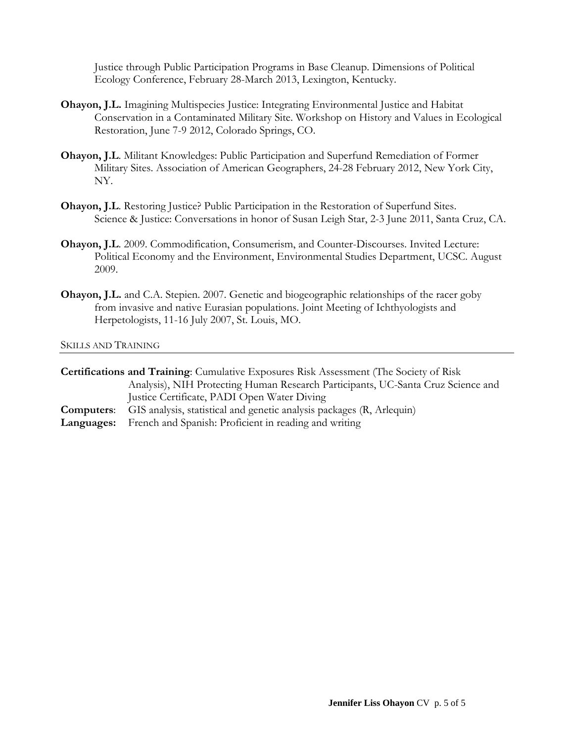Justice through Public Participation Programs in Base Cleanup. Dimensions of Political Ecology Conference, February 28-March 2013, Lexington, Kentucky.

**Ohayon, J.L.** Imagining Multispecies Justice: Integrating Environmental Justice and Habitat Conservation in a Contaminated Military Site. Workshop on History and Values in Ecological Restoration, June 7-9 2012, Colorado Springs, CO.

**Ohayon, J.L**. Militant Knowledges: Public Participation and Superfund Remediation of Former Military Sites. Association of American Geographers, 24-28 February 2012, New York City, NY.

**Ohayon, J.L**. Restoring Justice? Public Participation in the Restoration of Superfund Sites. Science & Justice: Conversations in honor of Susan Leigh Star, 2-3 June 2011, Santa Cruz, CA.

**Ohayon, J.L**. 2009. Commodification, Consumerism, and Counter-Discourses. Invited Lecture: Political Economy and the Environment, Environmental Studies Department, UCSC. August 2009.

**Ohayon, J.L.** and C.A. Stepien. 2007. Genetic and biogeographic relationships of the racer goby from invasive and native Eurasian populations. Joint Meeting of Ichthyologists and Herpetologists, 11-16 July 2007, St. Louis, MO.

## Skills and Training

**Certifications and Training**: Cumulative Exposures Risk Assessment (The Society of Risk Analysis), NIH Protecting Human Research Participants, UC-Santa Cruz Science and Justice Certificate, PADI Open Water Diving

**Computers**: GIS analysis, statistical and genetic analysis packages (R, Arlequin)

**Languages:** French and Spanish: Proficient in reading and writing